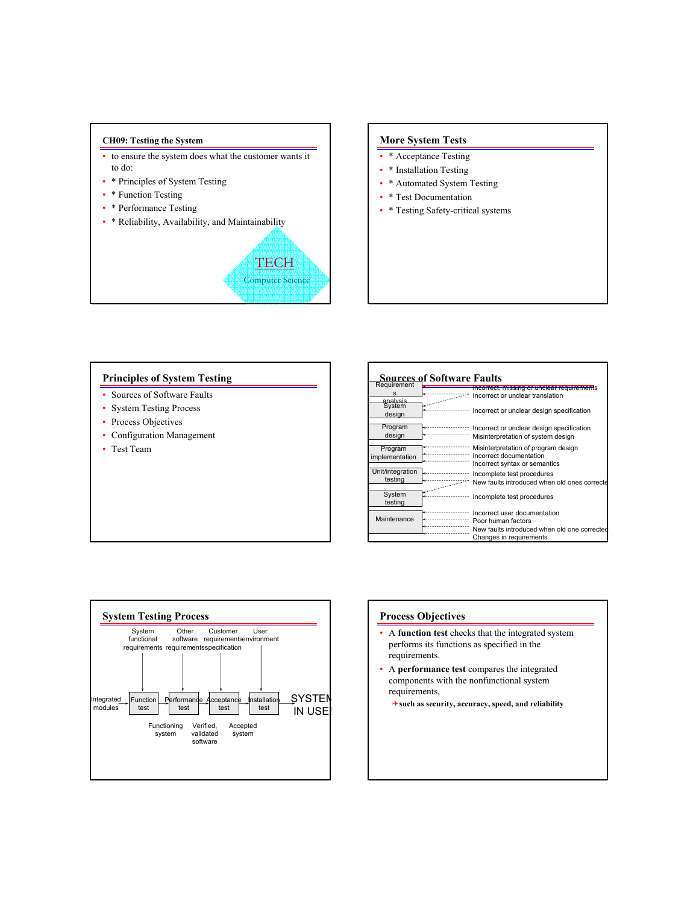## CH09: Testing the System

- to ensure the system does what the customer wants it to do:
- * Principles of System Testing
- * Function Testing
- * Performance Testing
- * Reliability, Availability, and Maintainability

TECH
Computer Science

## More System Tests

- * Acceptance Testing
- * Installation Testing
- * Automated System Testing
- * Test Documentation
- * Testing Safety-critical systems

## Principles of System Testing

- Sources of Software Faults
- System Testing Process
- Process Objectives
- Configuration Management
- Test Team

## Sources of Software Faults

Requirements analysis
System design
Program design
Program implementation
Unit/integration testing
System testing
Maintenance

Incorrect, missing or unclear requirements
Incorrect or unclear translation
Incorrect or unclear design specification
Incorrect or unclear design specification
Misinterpretation of system design
Misinterpretation of program design
Incorrect documentation
Incorrect syntax or semantics
Incomplete test procedures
New faults introduced when old ones corrected
Incomplete test procedures
Incorrect user documentation
Poor human factors
New faults introduced when old one corrected
Changes in requirements

## System Testing Process

System functional requirements
Other software requirements
Customer requirements specification
User environment

Integrated modules
Function test
Performance test
Acceptance test
Installation test
SYSTEM IN USE!

Functioning system
Verified, validated software
Accepted system

## Process Objectives

- A **function test** checks that the integrated system performs its functions as specified in the requirements.
- A **performance test** compares the integrated components with the nonfunctional system requirements,
  - **such as security, accuracy, speed, and reliability**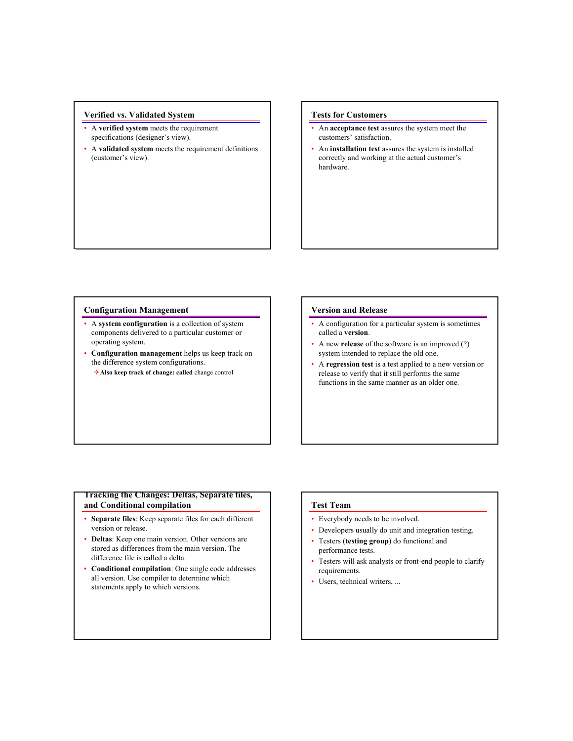## Verified vs. Validated System

- A **verified system** meets the requirement specifications (designer's view).
- A **validated system** meets the requirement definitions (customer's view).

## Tests for Customers

- An **acceptance test** assures the system meet the customers' satisfaction.
- An **installation test** assures the system is installed correctly and working at the actual customer's hardware.

## Configuration Management

- A **system configuration** is a collection of system components delivered to a particular customer or operating system.
- **Configuration management** helps us keep track on the difference system configurations.
  - **Also keep track of change: called** change control

## Version and Release

- A configuration for a particular system is sometimes called a **version**.
- A new **release** of the software is an improved (?) system intended to replace the old one.
- A **regression test** is a test applied to a new version or release to verify that it still performs the same functions in the same manner as an older one.

## Tracking the Changes: Deltas, Separate files, and Conditional compilation

- **Separate files**: Keep separate files for each different version or release.
- **Deltas**: Keep one main version. Other versions are stored as differences from the main version. The difference file is called a delta.
- **Conditional compilation**: One single code addresses all version. Use compiler to determine which statements apply to which versions.

## Test Team

- Everybody needs to be involved.
- Developers usually do unit and integration testing.
- Testers (**testing group**) do functional and performance tests.
- Testers will ask analysts or front-end people to clarify requirements.
- Users, technical writers, ...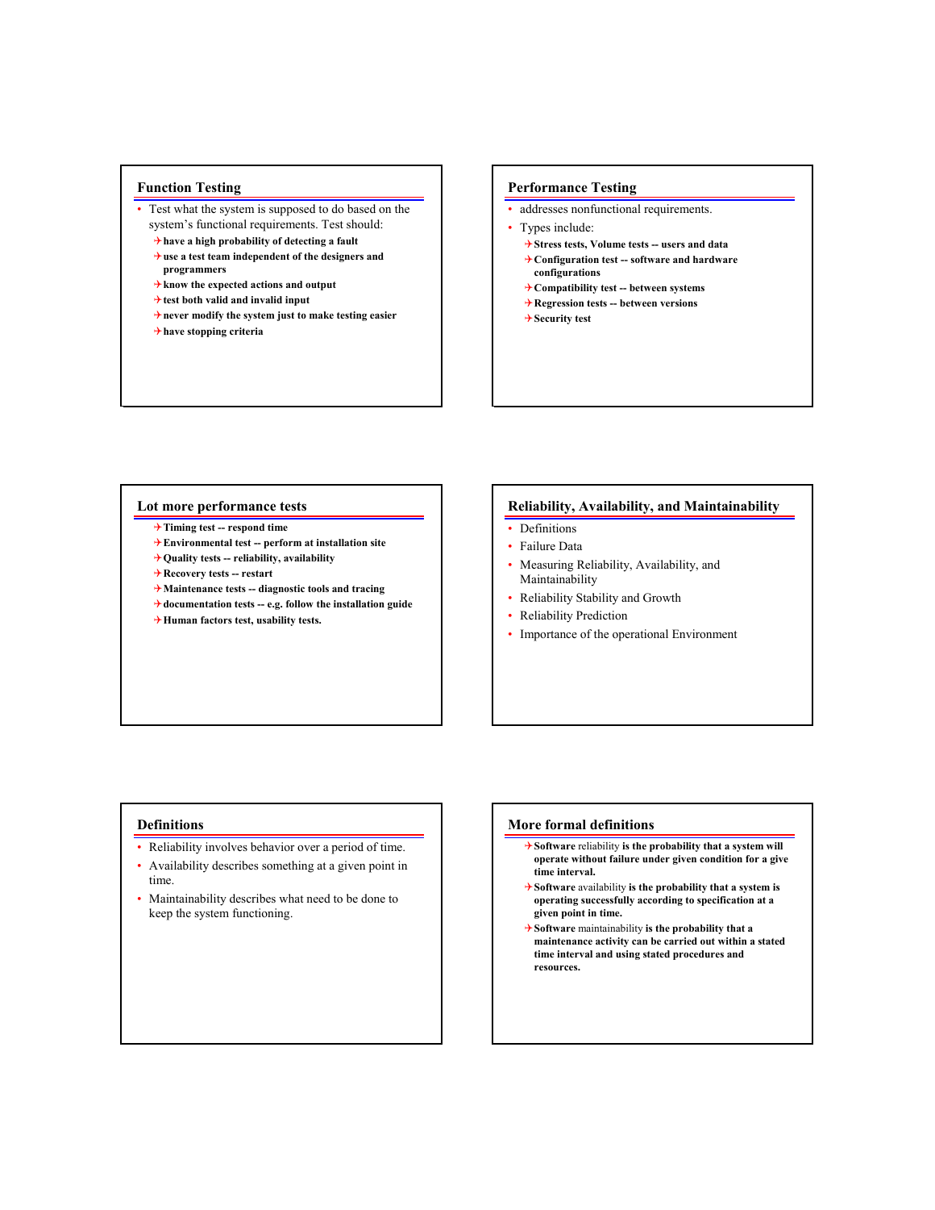## Function Testing

- Test what the system is supposed to do based on the system's functional requirements. Test should:
  - **have a high probability of detecting a fault**
  - **use a test team independent of the designers and programmers**
  - **know the expected actions and output**
  - **test both valid and invalid input**
  - **never modify the system just to make testing easier**
  - **have stopping criteria**

## Performance Testing

- addresses nonfunctional requirements.
- Types include:
  - **Stress tests, Volume tests -- users and data**
  - **Configuration test -- software and hardware configurations**
  - **Compatibility test -- between systems**
  - **Regression tests -- between versions**
  - **Security test**

## Lot more performance tests

- **Timing test -- respond time**
- **Environmental test -- perform at installation site**
- **Quality tests -- reliability, availability**
- **Recovery tests -- restart**
- **Maintenance tests -- diagnostic tools and tracing**
- **documentation tests -- e.g. follow the installation guide**
- **Human factors test, usability tests.**

## Reliability, Availability, and Maintainability

- Definitions
- Failure Data
- Measuring Reliability, Availability, and Maintainability
- Reliability Stability and Growth
- Reliability Prediction
- Importance of the operational Environment

## Definitions

- Reliability involves behavior over a period of time.
- Availability describes something at a given point in time.
- Maintainability describes what need to be done to keep the system functioning.

## More formal definitions

- **Software** reliability **is the probability that a system will operate without failure under given condition for a give time interval.**
- **Software** availability **is the probability that a system is operating successfully according to specification at a given point in time.**
- **Software** maintainability **is the probability that a maintenance activity can be carried out within a stated time interval and using stated procedures and resources.**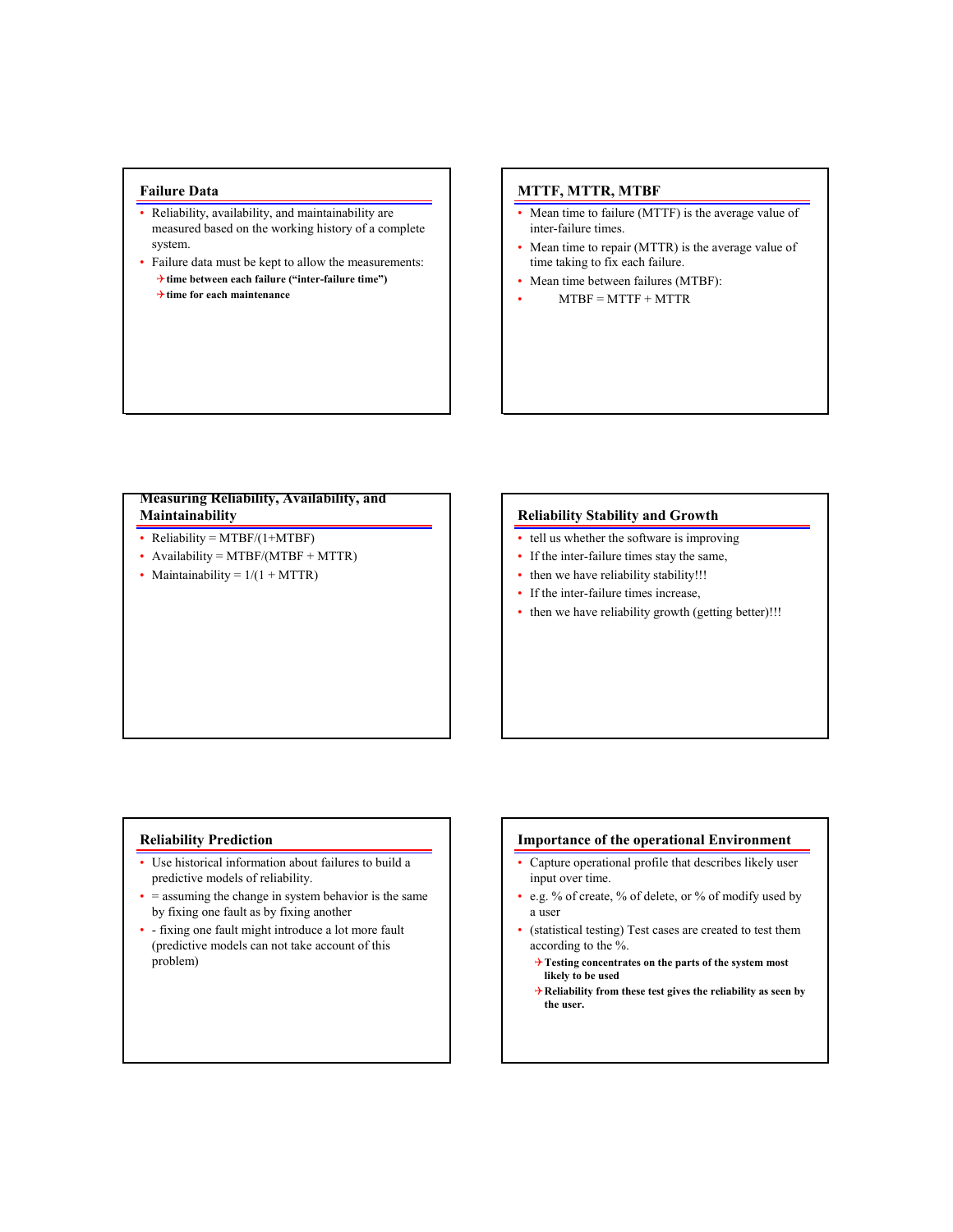## Failure Data

- Reliability, availability, and maintainability are measured based on the working history of a complete system.
- Failure data must be kept to allow the measurements:
  - **time between each failure ("inter-failure time")**
  - **time for each maintenance**

## MTTF, MTTR, MTBF

- Mean time to failure (MTTF) is the average value of inter-failure times.
- Mean time to repair (MTTR) is the average value of time taking to fix each failure.
- Mean time between failures (MTBF):
- MTBF = MTTF + MTTR

## Measuring Reliability, Availability, and Maintainability

- Reliability = MTBF/(1+MTBF)
- Availability = MTBF/(MTBF + MTTR)
- Maintainability = 1/(1 + MTTR)

## Reliability Stability and Growth

- tell us whether the software is improving
- If the inter-failure times stay the same,
- then we have reliability stability!!!
- If the inter-failure times increase,
- then we have reliability growth (getting better)!!!

## Reliability Prediction

- Use historical information about failures to build a predictive models of reliability.
- = assuming the change in system behavior is the same by fixing one fault as by fixing another
- - fixing one fault might introduce a lot more fault (predictive models can not take account of this problem)

## Importance of the operational Environment

- Capture operational profile that describes likely user input over time.
- e.g. % of create, % of delete, or % of modify used by a user
- (statistical testing) Test cases are created to test them according to the %.
  - **Testing concentrates on the parts of the system most likely to be used**
  - **Reliability from these test gives the reliability as seen by the user.**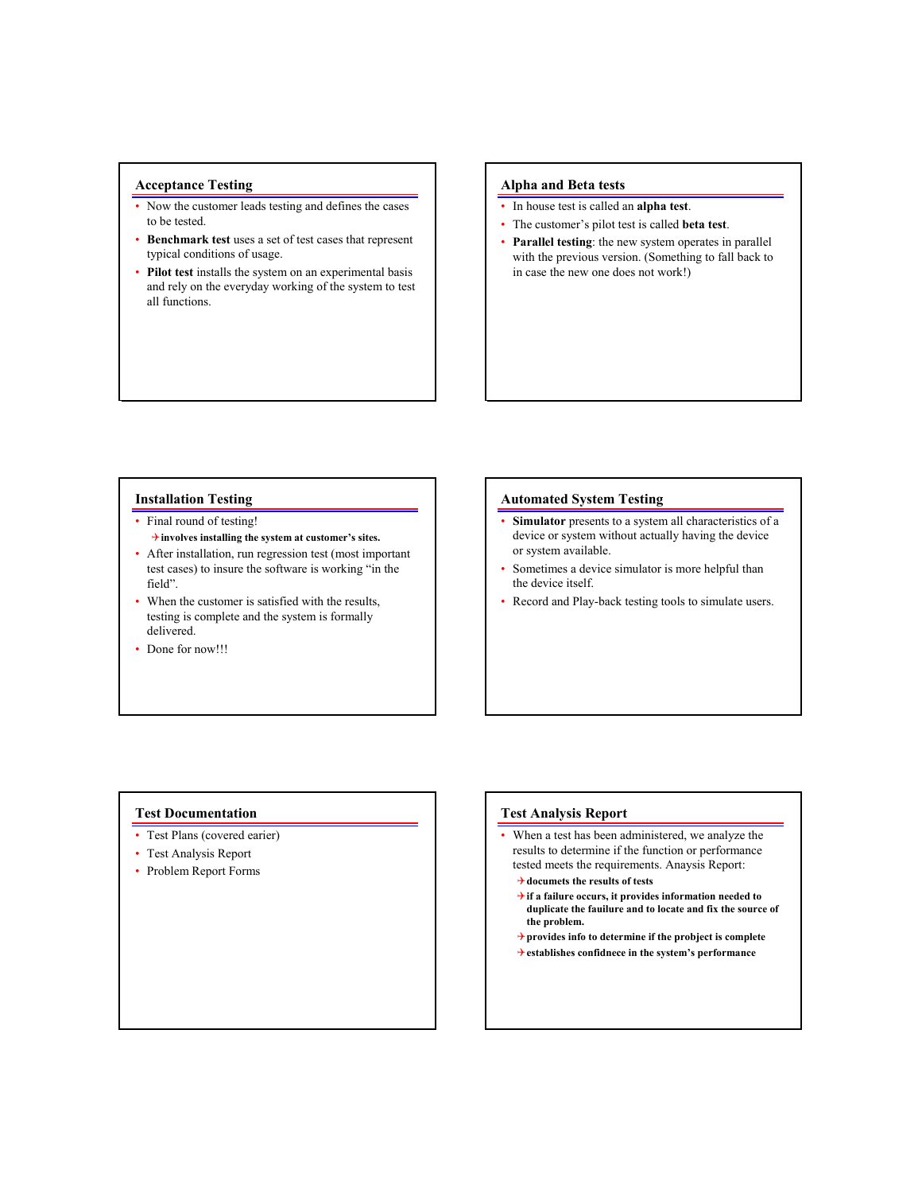## Acceptance Testing

- Now the customer leads testing and defines the cases to be tested.
- **Benchmark test** uses a set of test cases that represent typical conditions of usage.
- **Pilot test** installs the system on an experimental basis and rely on the everyday working of the system to test all functions.

## Alpha and Beta tests

- In house test is called an **alpha test**.
- The customer's pilot test is called **beta test**.
- **Parallel testing**: the new system operates in parallel with the previous version. (Something to fall back to in case the new one does not work!)

## Installation Testing

- Final round of testing!
  - **involves installing the system at customer's sites.**
- After installation, run regression test (most important test cases) to insure the software is working "in the field".
- When the customer is satisfied with the results, testing is complete and the system is formally delivered.
- Done for now!!!

## Automated System Testing

- **Simulator** presents to a system all characteristics of a device or system without actually having the device or system available.
- Sometimes a device simulator is more helpful than the device itself.
- Record and Play-back testing tools to simulate users.

## Test Documentation

- Test Plans (covered earier)
- Test Analysis Report
- Problem Report Forms

## Test Analysis Report

- When a test has been administered, we analyze the results to determine if the function or performance tested meets the requirements. Anaysis Report:
  - **documets the results of tests**
  - **if a failure occurs, it provides information needed to duplicate the fauilure and to locate and fix the source of the problem.**
  - **provides info to determine if the probject is complete**
  - **establishes confidnece in the system's performance**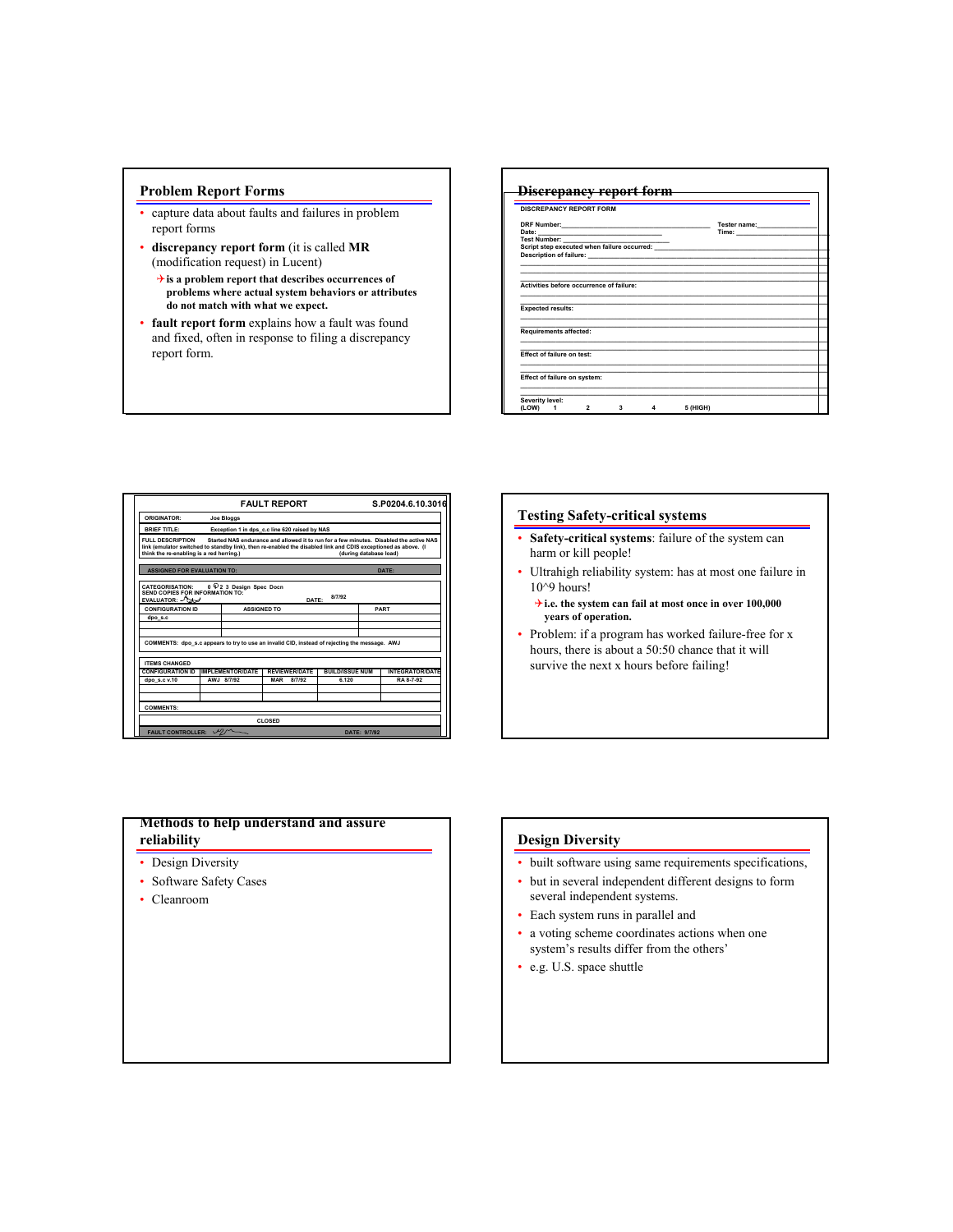## Problem Report Forms

- capture data about faults and failures in problem report forms
- **discrepancy report form** (it is called **MR** (modification request) in Lucent)
  - **is a problem report that describes occurrences of problems where actual system behaviors or attributes do not match with what we expect.**
- **fault report form** explains how a fault was found and fixed, often in response to filing a discrepancy report form.

## Discrepancy report form

DISCREPANCY REPORT FORM

DRF Number:______________________ Tester name:______________
Date:______________________ Time:______________
Test Number:______________________
Script step executed when failure occurred:______________________
Description of failure:______________________

Activities before occurrence of failure:

Expected results:

Requirements affected:

Effect of failure on test:

Effect of failure on system:

Severity level:
(LOW) 1 2 3 4 5 (HIGH)

## FAULT REPORT

S.P0204.6.10.3016

ORIGINATOR: Joe Bloggs

BRIEF TITLE: Exception 1 in dps_c.c line 620 raised by NAS

FULL DESCRIPTION Started NAS endurance and allowed it to run for a few minutes. Disabled the active NAS link (emulator switched to standby link), then re-enabled the disabled link and CDIS exceptioned as above. (I think the re-enabling is a red herring.) (during database load)

ASSIGNED FOR EVALUATION TO: DATE:

CATEGORISATION: 0 1 2 3 Design Spec Docn
SEND COPIES FOR INFORMATION TO:
EVALUATOR: DATE: 8/7/92

| CONFIGURATION ID | ASSIGNED TO | PART |
|---|---|---|
| dpo_s.c | | |

COMMENTS: dpo_s.c appears to try to use an invalid CID, instead of rejecting the message. AWJ

ITEMS CHANGED

| CONFIGURATION ID | IMPLEMENTOR/DATE | REVIEWER/DATE | BUILD/ISSUE NUM | INTEGRATOR/DATE |
|---|---|---|---|---|
| dpo_s.c v.10 | AWJ 8/7/92 | MAR 8/7/92 | 6.120 | RA 8-7-92 |

COMMENTS:

CLOSED

FAULT CONTROLLER: DATE: 9/7/92

## Testing Safety-critical systems

- **Safety-critical systems**: failure of the system can harm or kill people!
- Ultrahigh reliability system: has at most one failure in 10^9 hours!
  - **i.e. the system can fail at most once in over 100,000 years of operation.**
- Problem: if a program has worked failure-free for x hours, there is about a 50:50 chance that it will survive the next x hours before failing!

## Methods to help understand and assure reliability

- Design Diversity
- Software Safety Cases
- Cleanroom

## Design Diversity

- built software using same requirements specifications,
- but in several independent different designs to form several independent systems.
- Each system runs in parallel and
- a voting scheme coordinates actions when one system's results differ from the others'
- e.g. U.S. space shuttle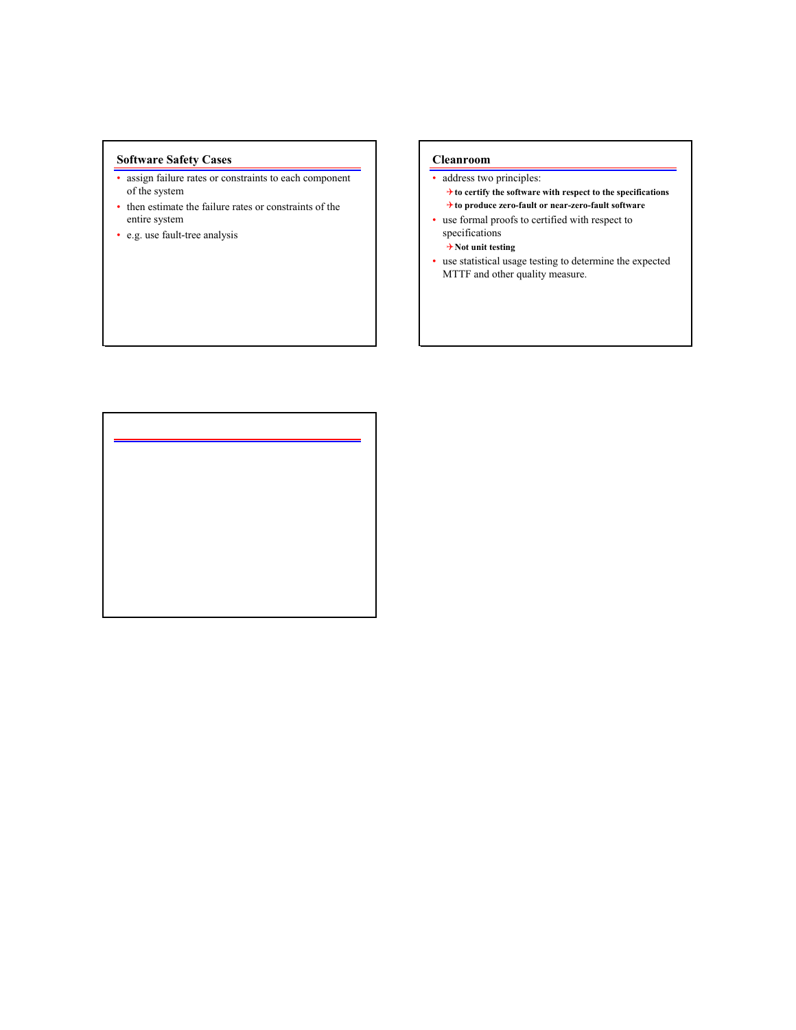## Software Safety Cases

- assign failure rates or constraints to each component of the system
- then estimate the failure rates or constraints of the entire system
- e.g. use fault-tree analysis

## Cleanroom

- address two principles:
  - **to certify the software with respect to the specifications**
  - **to produce zero-fault or near-zero-fault software**
- use formal proofs to certified with respect to specifications
  - **Not unit testing**
- use statistical usage testing to determine the expected MTTF and other quality measure.